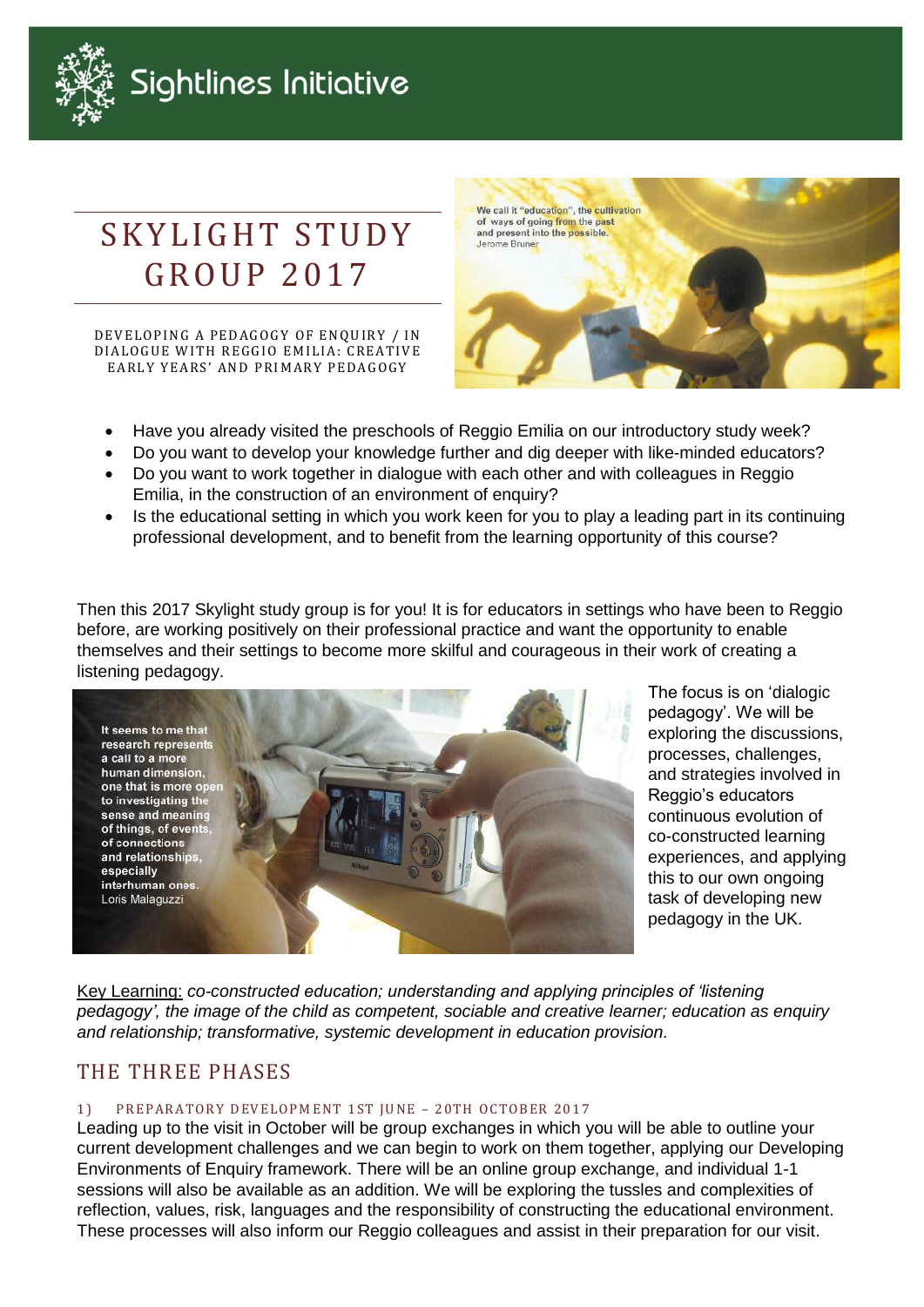Sightlines Initiative

# SKYLIGHT STUDY GROUP 2017

DEVELOPING A PEDAGOGY OF ENQUIRY / IN DIALOGUE WITH REGGIO EMILIA: CREATIVE EARLY YEARS' AND PRIMARY PEDAGOGY

We call it "education", the cultivation of ways of going from the past and present into the possible.
Jerome Bruner

- Have you already visited the preschools of Reggio Emilia on our introductory study week?
- Do you want to develop your knowledge further and dig deeper with like-minded educators?
- Do you want to work together in dialogue with each other and with colleagues in Reggio Emilia, in the construction of an environment of enquiry?
- Is the educational setting in which you work keen for you to play a leading part in its continuing professional development, and to benefit from the learning opportunity of this course?

Then this 2017 Skylight study group is for you! It is for educators in settings who have been to Reggio before, are working positively on their professional practice and want the opportunity to enable themselves and their settings to become more skilful and courageous in their work of creating a listening pedagogy.

It seems to me that research represents a call to a more human dimension, one that is more open to investigating the sense and meaning of things, of events, of connections and relationships, especially interhuman ones.
Loris Malaguzzi

The focus is on 'dialogic pedagogy'. We will be exploring the discussions, processes, challenges, and strategies involved in Reggio's educators continuous evolution of co-constructed learning experiences, and applying this to our own ongoing task of developing new pedagogy in the UK.

Key Learning: *co-constructed education; understanding and applying principles of 'listening pedagogy', the image of the child as competent, sociable and creative learner; education as enquiry and relationship; transformative, systemic development in education provision.*

## THE THREE PHASES

### 1) PREPARATORY DEVELOPMENT 1ST JUNE – 20TH OCTOBER 2017

Leading up to the visit in October will be group exchanges in which you will be able to outline your current development challenges and we can begin to work on them together, applying our Developing Environments of Enquiry framework. There will be an online group exchange, and individual 1-1 sessions will also be available as an addition. We will be exploring the tussles and complexities of reflection, values, risk, languages and the responsibility of constructing the educational environment. These processes will also inform our Reggio colleagues and assist in their preparation for our visit.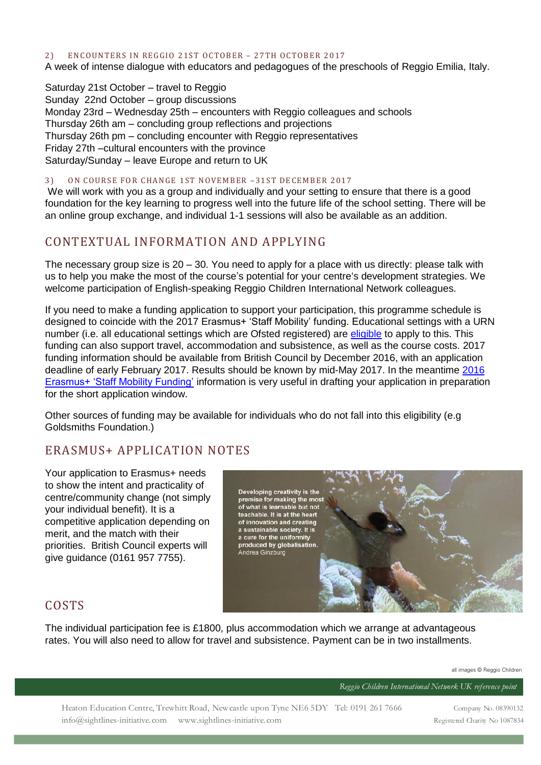### 2) ENCOUNTERS IN REGGIO 21ST OCTOBER – 27TH OCTOBER 2017

A week of intense dialogue with educators and pedagogues of the preschools of Reggio Emilia, Italy.

Saturday 21st October – travel to Reggio
Sunday 22nd October – group discussions
Monday 23rd – Wednesday 25th – encounters with Reggio colleagues and schools
Thursday 26th am – concluding group reflections and projections
Thursday 26th pm – concluding encounter with Reggio representatives
Friday 27th –cultural encounters with the province
Saturday/Sunday – leave Europe and return to UK

### 3) ON COURSE FOR CHANGE 1ST NOVEMBER –31ST DECEMBER 2017

We will work with you as a group and individually and your setting to ensure that there is a good foundation for the key learning to progress well into the future life of the school setting. There will be an online group exchange, and individual 1-1 sessions will also be available as an addition.

## CONTEXTUAL INFORMATION AND APPLYING

The necessary group size is 20 – 30. You need to apply for a place with us directly: please talk with us to help you make the most of the course's potential for your centre's development strategies. We welcome participation of English-speaking Reggio Children International Network colleagues.

If you need to make a funding application to support your participation, this programme schedule is designed to coincide with the 2017 Erasmus+ 'Staff Mobility' funding. Educational settings with a URN number (i.e. all educational settings which are Ofsted registered) are eligible to apply to this. This funding can also support travel, accommodation and subsistence, as well as the course costs. 2017 funding information should be available from British Council by December 2016, with an application deadline of early February 2017. Results should be known by mid-May 2017. In the meantime 2016 Erasmus+ 'Staff Mobility Funding' information is very useful in drafting your application in preparation for the short application window.

Other sources of funding may be available for individuals who do not fall into this eligibility (e.g Goldsmiths Foundation.)

## ERASMUS+ APPLICATION NOTES

Your application to Erasmus+ needs to show the intent and practicality of centre/community change (not simply your individual benefit). It is a competitive application depending on merit, and the match with their priorities. British Council experts will give guidance (0161 957 7755).

## COSTS

The individual participation fee is £1800, plus accommodation which we arrange at advantageous rates. You will also need to allow for travel and subsistence. Payment can be in two installments.

all images © Reggio Children

*Reggio Children International Network UK reference point*

Heaton Education Centre, Trewhitt Road, Newcastle upon Tyne NE6 5DY Tel: 0191 261 7666
info@sightlines-initiative.com www.sightlines-initiative.com

Company No. 08390132
Registered Charity No 1087834